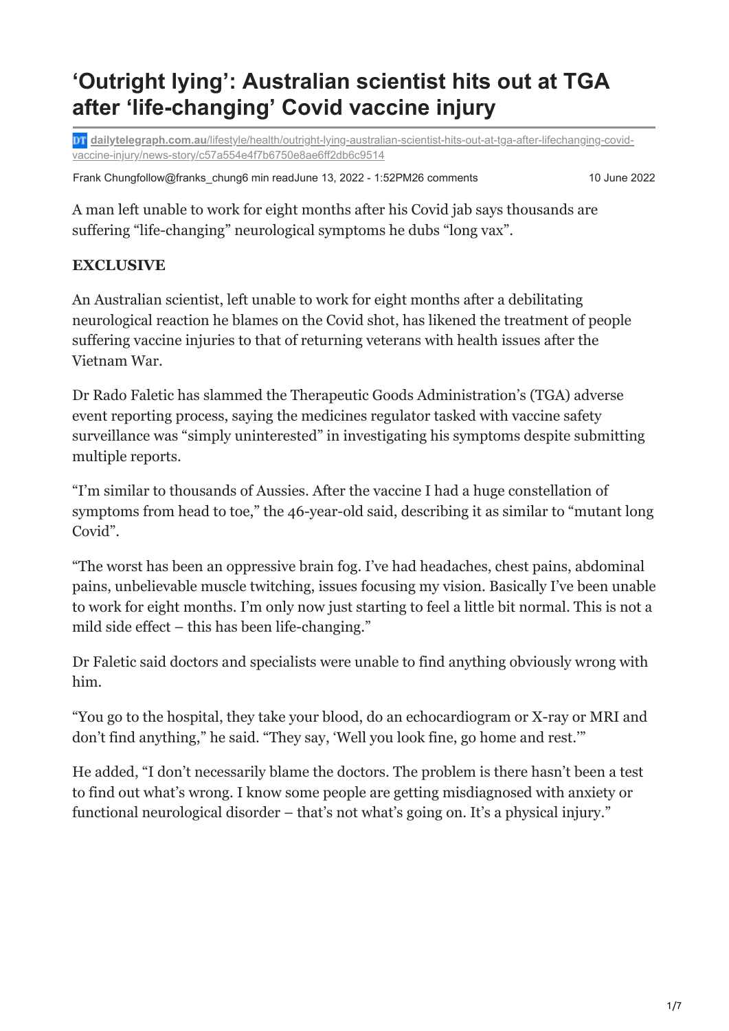# 'Outright lying': Australian scientist hits out at TGA after 'life-changing' Covid vaccine injury

DT **dailytelegraph.com.au**/lifestyle/health/outright-lying-australian-scientist-hits-out-at-tga-after-lifechanging-covid-vaccine-injury/news-story/c57a554e4f7b6750e8ae6ff2db6c9514

Frank Chungfollow@franks_chung6 min readJune 13, 2022 - 1:52PM26 comments 10 June 2022

A man left unable to work for eight months after his Covid jab says thousands are suffering "life-changing" neurological symptoms he dubs "long vax".

**EXCLUSIVE**

An Australian scientist, left unable to work for eight months after a debilitating neurological reaction he blames on the Covid shot, has likened the treatment of people suffering vaccine injuries to that of returning veterans with health issues after the Vietnam War.

Dr Rado Faletic has slammed the Therapeutic Goods Administration's (TGA) adverse event reporting process, saying the medicines regulator tasked with vaccine safety surveillance was "simply uninterested" in investigating his symptoms despite submitting multiple reports.

"I'm similar to thousands of Aussies. After the vaccine I had a huge constellation of symptoms from head to toe," the 46-year-old said, describing it as similar to "mutant long Covid".

"The worst has been an oppressive brain fog. I've had headaches, chest pains, abdominal pains, unbelievable muscle twitching, issues focusing my vision. Basically I've been unable to work for eight months. I'm only now just starting to feel a little bit normal. This is not a mild side effect – this has been life-changing."

Dr Faletic said doctors and specialists were unable to find anything obviously wrong with him.

"You go to the hospital, they take your blood, do an echocardiogram or X-ray or MRI and don't find anything," he said. "They say, 'Well you look fine, go home and rest.'"

He added, "I don't necessarily blame the doctors. The problem is there hasn't been a test to find out what's wrong. I know some people are getting misdiagnosed with anxiety or functional neurological disorder – that's not what's going on. It's a physical injury."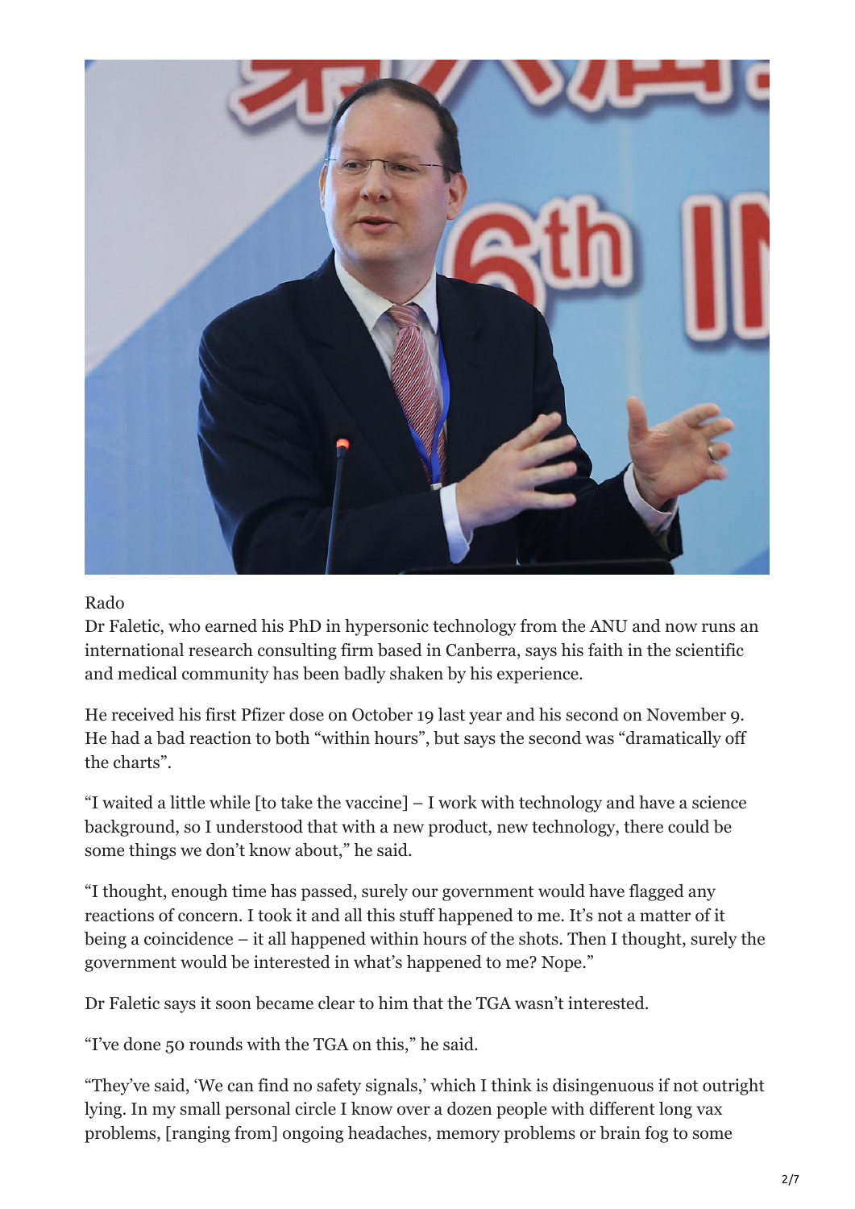Rado

Dr Faletic, who earned his PhD in hypersonic technology from the ANU and now runs an international research consulting firm based in Canberra, says his faith in the scientific and medical community has been badly shaken by his experience.

He received his first Pfizer dose on October 19 last year and his second on November 9. He had a bad reaction to both "within hours", but says the second was "dramatically off the charts".

"I waited a little while [to take the vaccine] – I work with technology and have a science background, so I understood that with a new product, new technology, there could be some things we don't know about," he said.

"I thought, enough time has passed, surely our government would have flagged any reactions of concern. I took it and all this stuff happened to me. It's not a matter of it being a coincidence – it all happened within hours of the shots. Then I thought, surely the government would be interested in what's happened to me? Nope."

Dr Faletic says it soon became clear to him that the TGA wasn't interested.

"I've done 50 rounds with the TGA on this," he said.

"They've said, 'We can find no safety signals,' which I think is disingenuous if not outright lying. In my small personal circle I know over a dozen people with different long vax problems, [ranging from] ongoing headaches, memory problems or brain fog to some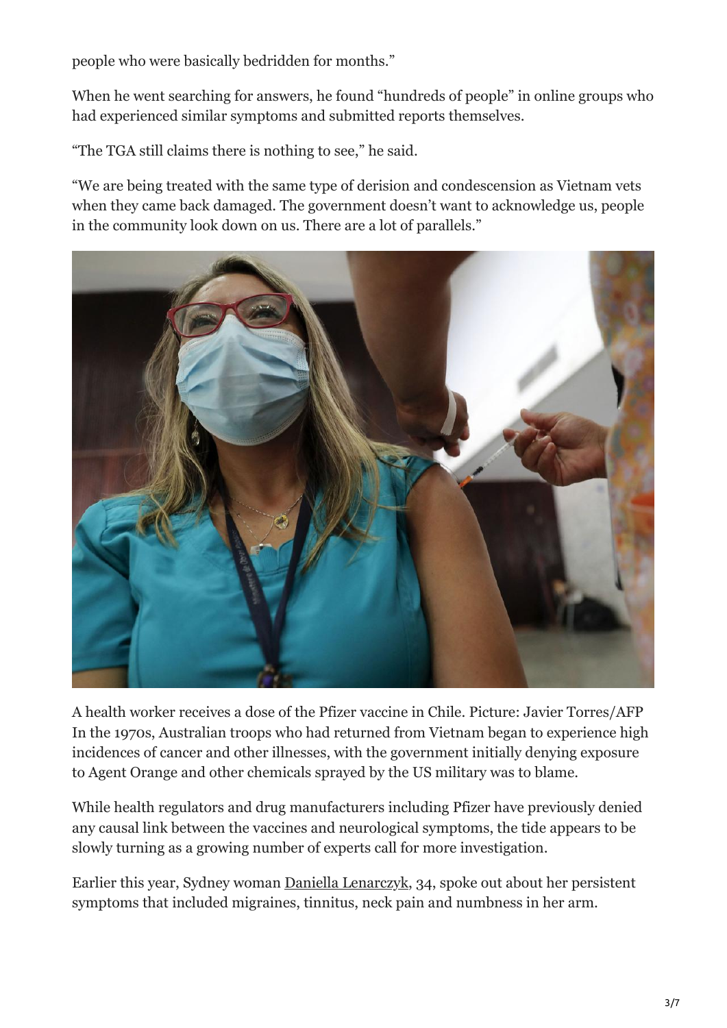people who were basically bedridden for months."

When he went searching for answers, he found "hundreds of people" in online groups who had experienced similar symptoms and submitted reports themselves.

"The TGA still claims there is nothing to see," he said.

"We are being treated with the same type of derision and condescension as Vietnam vets when they came back damaged. The government doesn't want to acknowledge us, people in the community look down on us. There are a lot of parallels."

A health worker receives a dose of the Pfizer vaccine in Chile. Picture: Javier Torres/AFP

In the 1970s, Australian troops who had returned from Vietnam began to experience high incidences of cancer and other illnesses, with the government initially denying exposure to Agent Orange and other chemicals sprayed by the US military was to blame.

While health regulators and drug manufacturers including Pfizer have previously denied any causal link between the vaccines and neurological symptoms, the tide appears to be slowly turning as a growing number of experts call for more investigation.

Earlier this year, Sydney woman Daniella Lenarczyk, 34, spoke out about her persistent symptoms that included migraines, tinnitus, neck pain and numbness in her arm.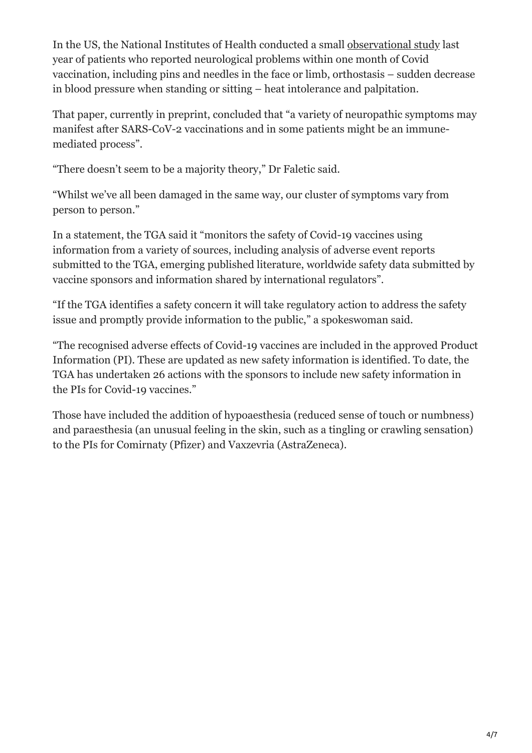In the US, the National Institutes of Health conducted a small observational study last year of patients who reported neurological problems within one month of Covid vaccination, including pins and needles in the face or limb, orthostasis – sudden decrease in blood pressure when standing or sitting – heat intolerance and palpitation.

That paper, currently in preprint, concluded that "a variety of neuropathic symptoms may manifest after SARS-CoV-2 vaccinations and in some patients might be an immune-mediated process".

"There doesn't seem to be a majority theory," Dr Faletic said.

"Whilst we've all been damaged in the same way, our cluster of symptoms vary from person to person."

In a statement, the TGA said it "monitors the safety of Covid-19 vaccines using information from a variety of sources, including analysis of adverse event reports submitted to the TGA, emerging published literature, worldwide safety data submitted by vaccine sponsors and information shared by international regulators".

"If the TGA identifies a safety concern it will take regulatory action to address the safety issue and promptly provide information to the public," a spokeswoman said.

"The recognised adverse effects of Covid-19 vaccines are included in the approved Product Information (PI). These are updated as new safety information is identified. To date, the TGA has undertaken 26 actions with the sponsors to include new safety information in the PIs for Covid-19 vaccines."

Those have included the addition of hypoaesthesia (reduced sense of touch or numbness) and paraesthesia (an unusual feeling in the skin, such as a tingling or crawling sensation) to the PIs for Comirnaty (Pfizer) and Vaxzevria (AstraZeneca).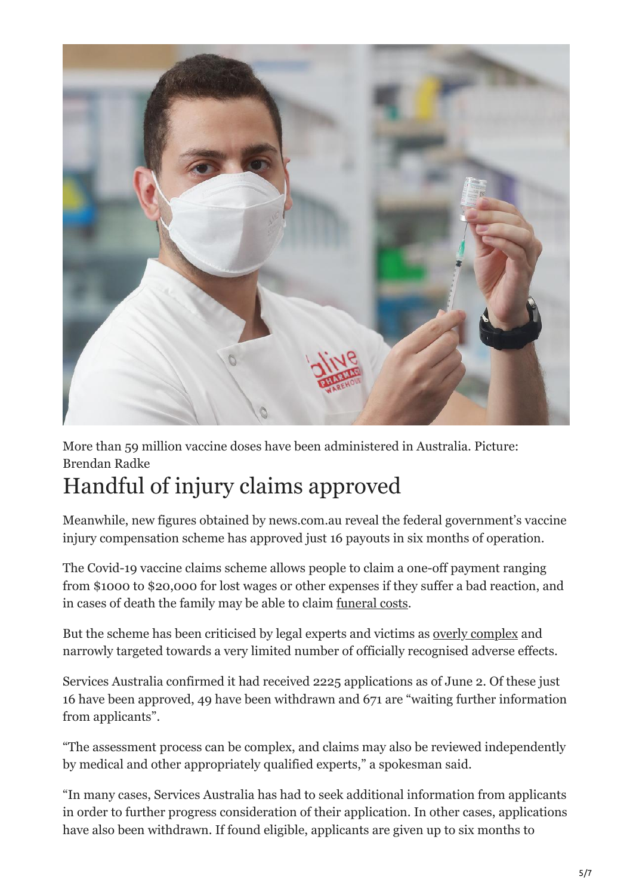More than 59 million vaccine doses have been administered in Australia. Picture: Brendan Radke

## Handful of injury claims approved

Meanwhile, new figures obtained by news.com.au reveal the federal government's vaccine injury compensation scheme has approved just 16 payouts in six months of operation.

The Covid-19 vaccine claims scheme allows people to claim a one-off payment ranging from $1000 to $20,000 for lost wages or other expenses if they suffer a bad reaction, and in cases of death the family may be able to claim funeral costs.

But the scheme has been criticised by legal experts and victims as overly complex and narrowly targeted towards a very limited number of officially recognised adverse effects.

Services Australia confirmed it had received 2225 applications as of June 2. Of these just 16 have been approved, 49 have been withdrawn and 671 are "waiting further information from applicants".

"The assessment process can be complex, and claims may also be reviewed independently by medical and other appropriately qualified experts," a spokesman said.

"In many cases, Services Australia has had to seek additional information from applicants in order to further progress consideration of their application. In other cases, applications have also been withdrawn. If found eligible, applicants are given up to six months to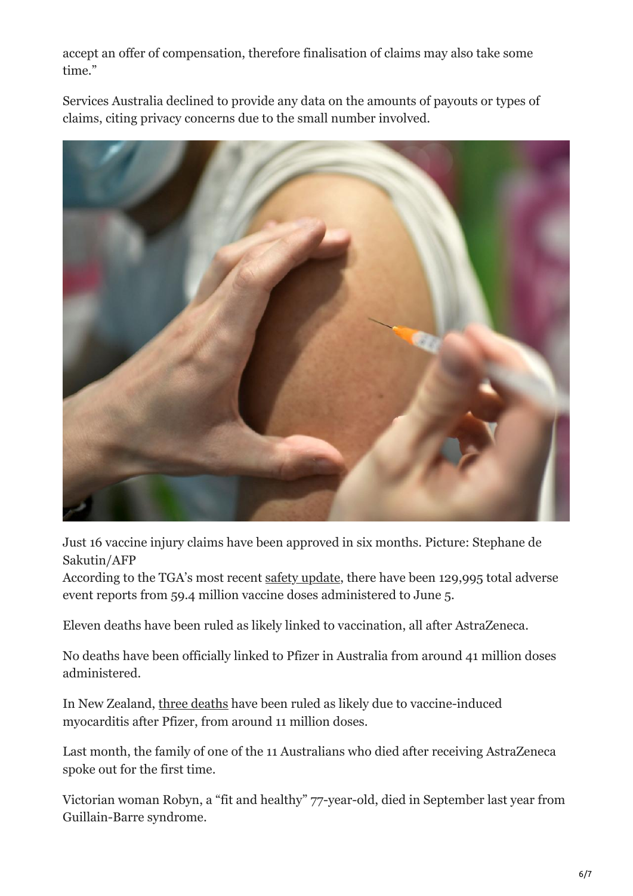accept an offer of compensation, therefore finalisation of claims may also take some time."

Services Australia declined to provide any data on the amounts of payouts or types of claims, citing privacy concerns due to the small number involved.

Just 16 vaccine injury claims have been approved in six months. Picture: Stephane de Sakutin/AFP

According to the TGA's most recent safety update, there have been 129,995 total adverse event reports from 59.4 million vaccine doses administered to June 5.

Eleven deaths have been ruled as likely linked to vaccination, all after AstraZeneca.

No deaths have been officially linked to Pfizer in Australia from around 41 million doses administered.

In New Zealand, three deaths have been ruled as likely due to vaccine-induced myocarditis after Pfizer, from around 11 million doses.

Last month, the family of one of the 11 Australians who died after receiving AstraZeneca spoke out for the first time.

Victorian woman Robyn, a "fit and healthy" 77-year-old, died in September last year from Guillain-Barre syndrome.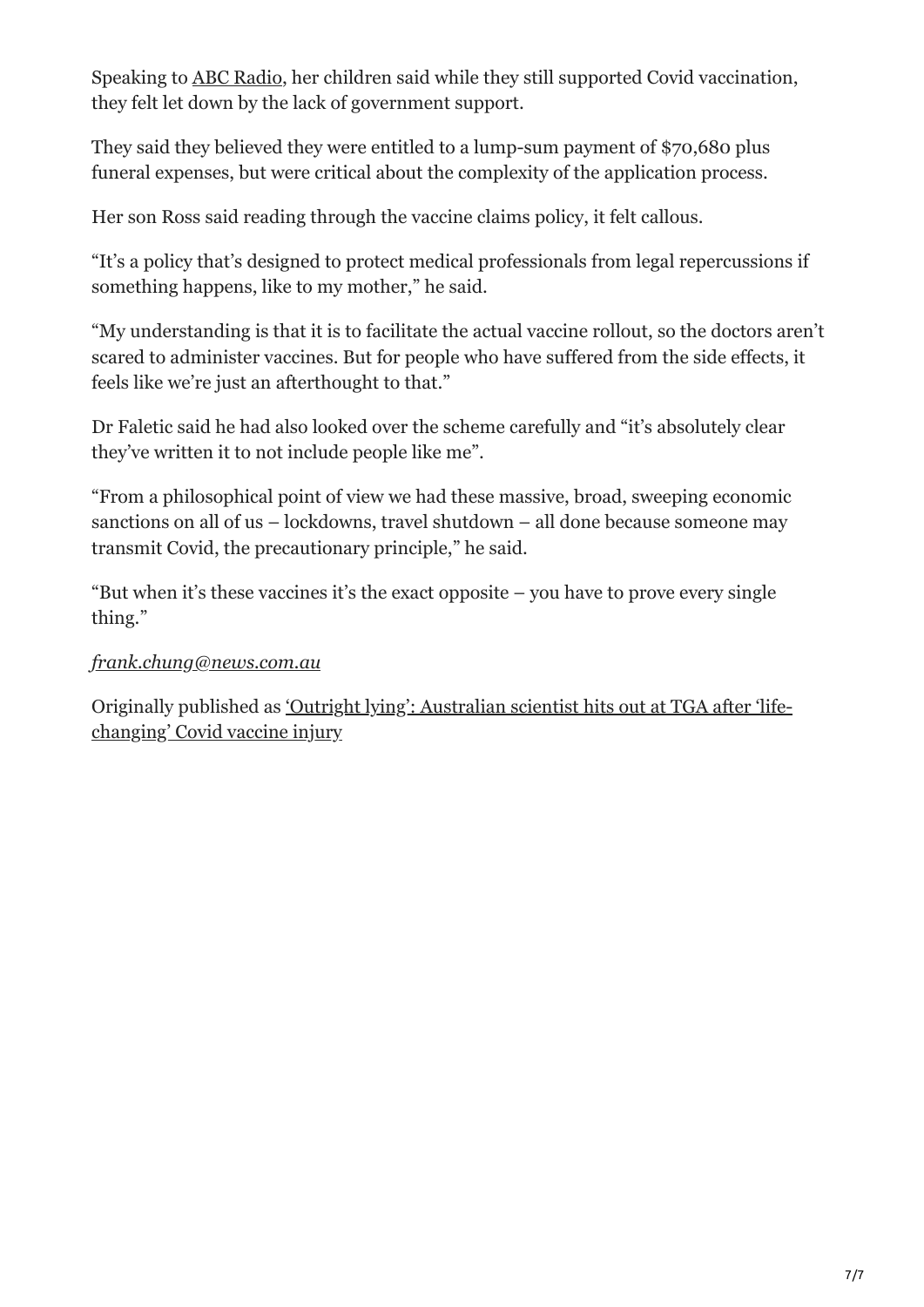Speaking to ABC Radio, her children said while they still supported Covid vaccination, they felt let down by the lack of government support.

They said they believed they were entitled to a lump-sum payment of $70,680 plus funeral expenses, but were critical about the complexity of the application process.

Her son Ross said reading through the vaccine claims policy, it felt callous.

"It's a policy that's designed to protect medical professionals from legal repercussions if something happens, like to my mother," he said.

"My understanding is that it is to facilitate the actual vaccine rollout, so the doctors aren't scared to administer vaccines. But for people who have suffered from the side effects, it feels like we're just an afterthought to that."

Dr Faletic said he had also looked over the scheme carefully and "it's absolutely clear they've written it to not include people like me".

"From a philosophical point of view we had these massive, broad, sweeping economic sanctions on all of us – lockdowns, travel shutdown – all done because someone may transmit Covid, the precautionary principle," he said.

"But when it's these vaccines it's the exact opposite – you have to prove every single thing."

*frank.chung@news.com.au*

Originally published as 'Outright lying': Australian scientist hits out at TGA after 'life-changing' Covid vaccine injury